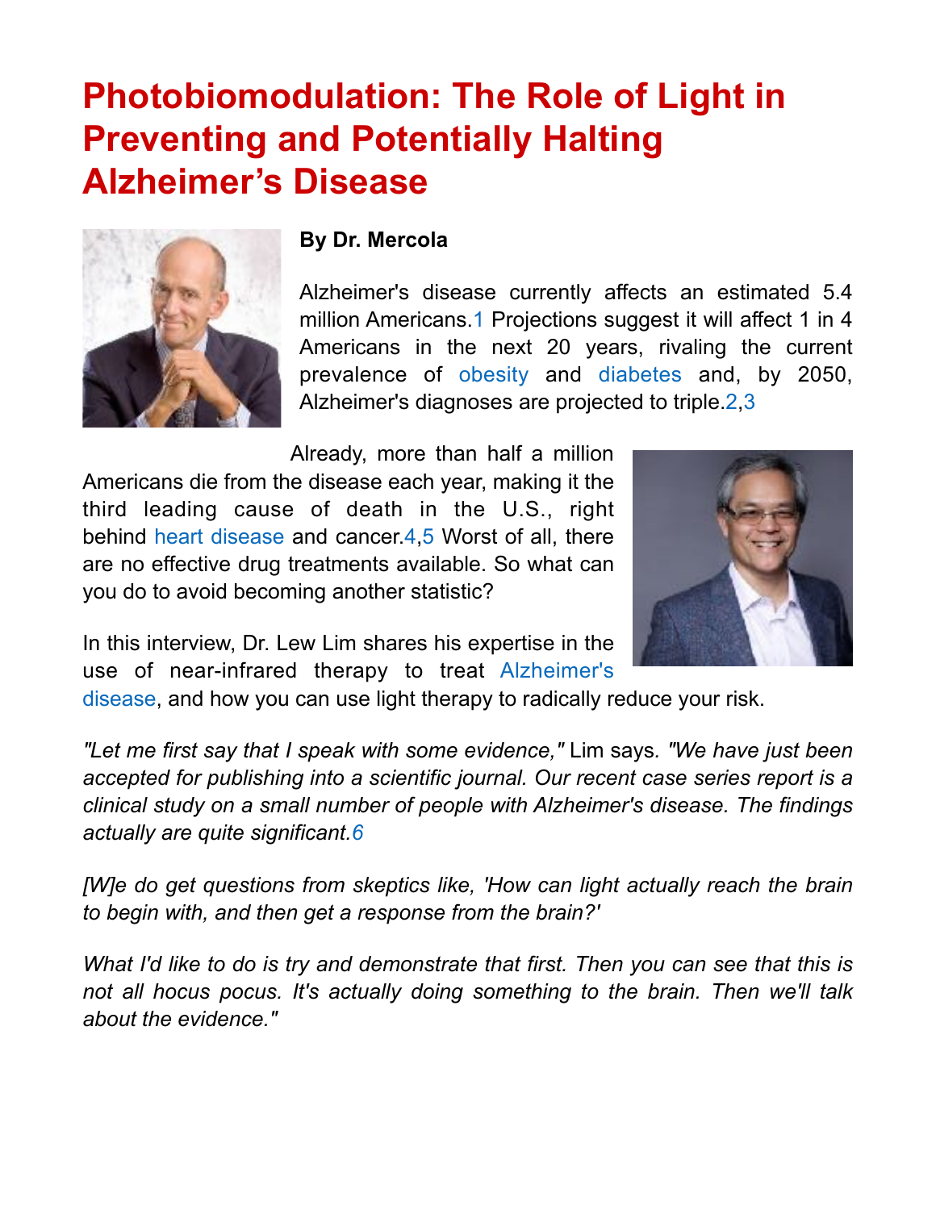# Photobiomodulation: The Role of Light in Preventing and Potentially Halting Alzheimer's Disease

**By Dr. Mercola**

Alzheimer's disease currently affects an estimated 5.4 million Americans.[1] Projections suggest it will affect 1 in 4 Americans in the next 20 years, rivaling the current prevalence of obesity and diabetes and, by 2050, Alzheimer's diagnoses are projected to triple.[2,3]

Already, more than half a million Americans die from the disease each year, making it the third leading cause of death in the U.S., right behind heart disease and cancer.[4,5] Worst of all, there are no effective drug treatments available. So what can you do to avoid becoming another statistic?

In this interview, Dr. Lew Lim shares his expertise in the use of near-infrared therapy to treat Alzheimer's disease, and how you can use light therapy to radically reduce your risk.

*"Let me first say that I speak with some evidence,"* Lim says. *"We have just been accepted for publishing into a scientific journal. Our recent case series report is a clinical study on a small number of people with Alzheimer's disease. The findings actually are quite significant.*[6]

*[W]e do get questions from skeptics like, 'How can light actually reach the brain to begin with, and then get a response from the brain?'*

*What I'd like to do is try and demonstrate that first. Then you can see that this is not all hocus pocus. It's actually doing something to the brain. Then we'll talk about the evidence."*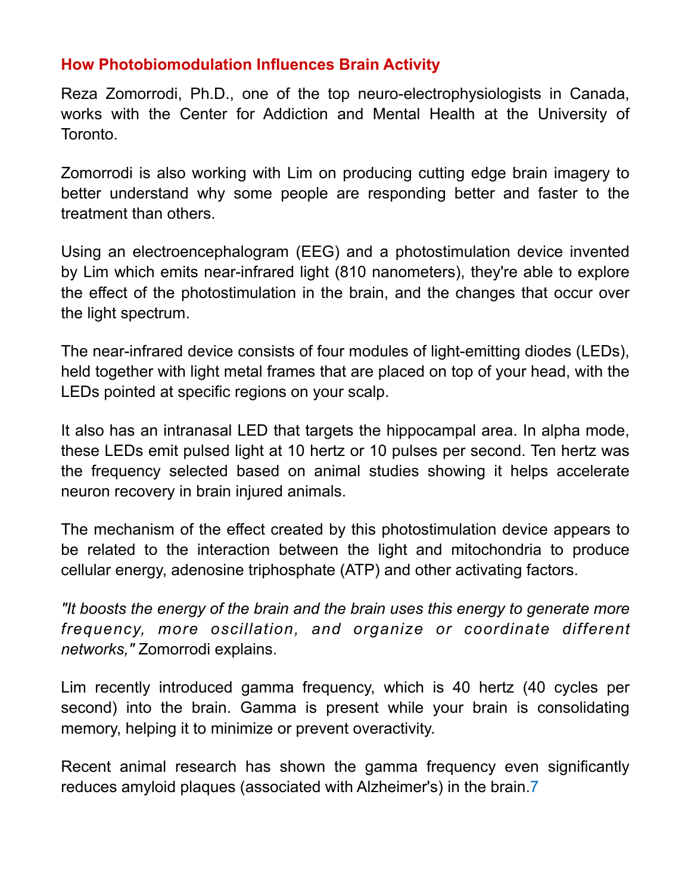## How Photobiomodulation Influences Brain Activity

Reza Zomorrodi, Ph.D., one of the top neuro-electrophysiologists in Canada, works with the Center for Addiction and Mental Health at the University of Toronto.

Zomorrodi is also working with Lim on producing cutting edge brain imagery to better understand why some people are responding better and faster to the treatment than others.

Using an electroencephalogram (EEG) and a photostimulation device invented by Lim which emits near-infrared light (810 nanometers), they're able to explore the effect of the photostimulation in the brain, and the changes that occur over the light spectrum.

The near-infrared device consists of four modules of light-emitting diodes (LEDs), held together with light metal frames that are placed on top of your head, with the LEDs pointed at specific regions on your scalp.

It also has an intranasal LED that targets the hippocampal area. In alpha mode, these LEDs emit pulsed light at 10 hertz or 10 pulses per second. Ten hertz was the frequency selected based on animal studies showing it helps accelerate neuron recovery in brain injured animals.

The mechanism of the effect created by this photostimulation device appears to be related to the interaction between the light and mitochondria to produce cellular energy, adenosine triphosphate (ATP) and other activating factors.

*"It boosts the energy of the brain and the brain uses this energy to generate more frequency, more oscillation, and organize or coordinate different networks,"* Zomorrodi explains.

Lim recently introduced gamma frequency, which is 40 hertz (40 cycles per second) into the brain. Gamma is present while your brain is consolidating memory, helping it to minimize or prevent overactivity.

Recent animal research has shown the gamma frequency even significantly reduces amyloid plaques (associated with Alzheimer's) in the brain.[7]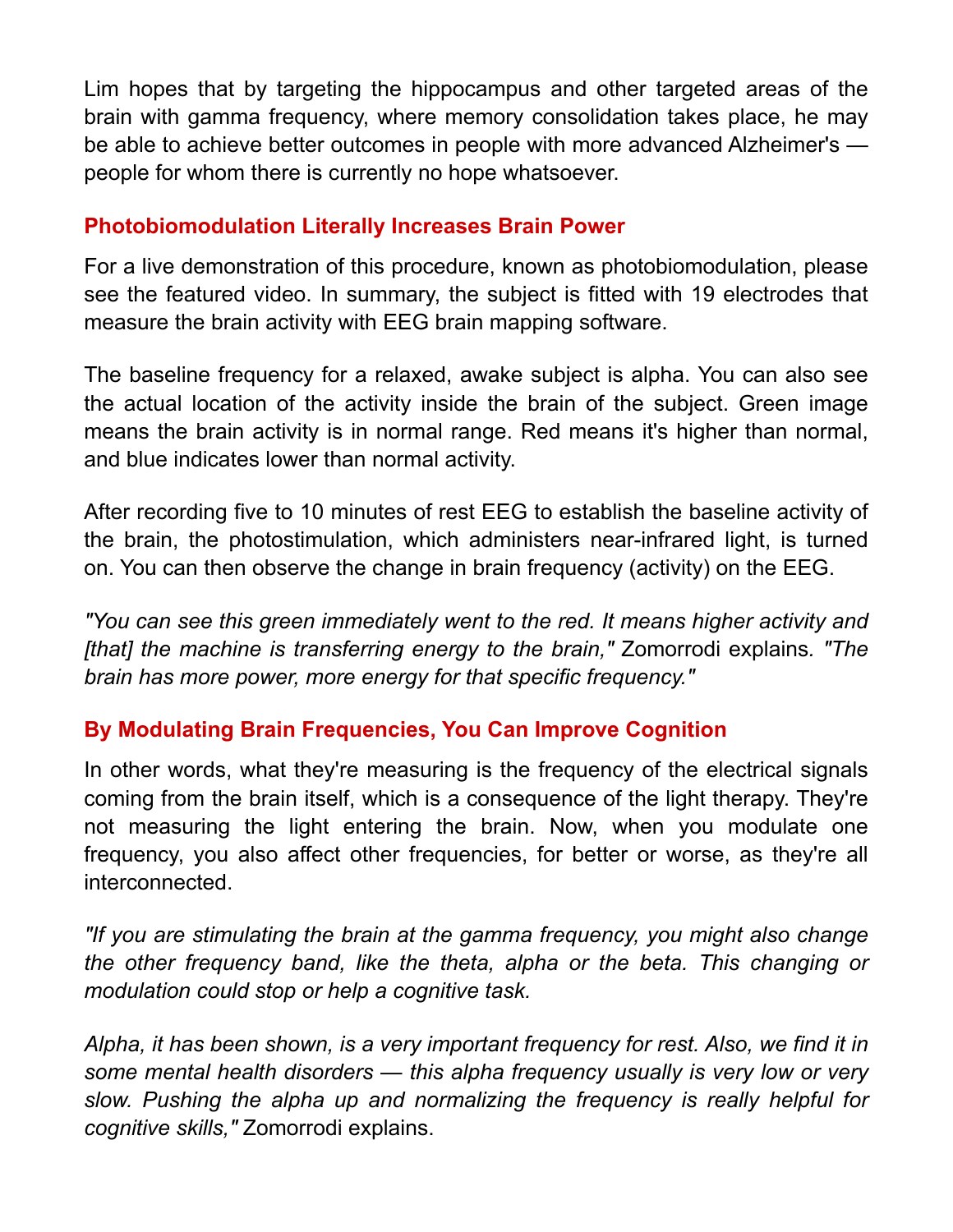Lim hopes that by targeting the hippocampus and other targeted areas of the brain with gamma frequency, where memory consolidation takes place, he may be able to achieve better outcomes in people with more advanced Alzheimer's — people for whom there is currently no hope whatsoever.

## Photobiomodulation Literally Increases Brain Power

For a live demonstration of this procedure, known as photobiomodulation, please see the featured video. In summary, the subject is fitted with 19 electrodes that measure the brain activity with EEG brain mapping software.

The baseline frequency for a relaxed, awake subject is alpha. You can also see the actual location of the activity inside the brain of the subject. Green image means the brain activity is in normal range. Red means it's higher than normal, and blue indicates lower than normal activity.

After recording five to 10 minutes of rest EEG to establish the baseline activity of the brain, the photostimulation, which administers near-infrared light, is turned on. You can then observe the change in brain frequency (activity) on the EEG.

*"You can see this green immediately went to the red. It means higher activity and [that] the machine is transferring energy to the brain,"* Zomorrodi explains. *"The brain has more power, more energy for that specific frequency."*

## By Modulating Brain Frequencies, You Can Improve Cognition

In other words, what they're measuring is the frequency of the electrical signals coming from the brain itself, which is a consequence of the light therapy. They're not measuring the light entering the brain. Now, when you modulate one frequency, you also affect other frequencies, for better or worse, as they're all interconnected.

*"If you are stimulating the brain at the gamma frequency, you might also change the other frequency band, like the theta, alpha or the beta. This changing or modulation could stop or help a cognitive task.*

*Alpha, it has been shown, is a very important frequency for rest. Also, we find it in some mental health disorders — this alpha frequency usually is very low or very slow. Pushing the alpha up and normalizing the frequency is really helpful for cognitive skills,"* Zomorrodi explains.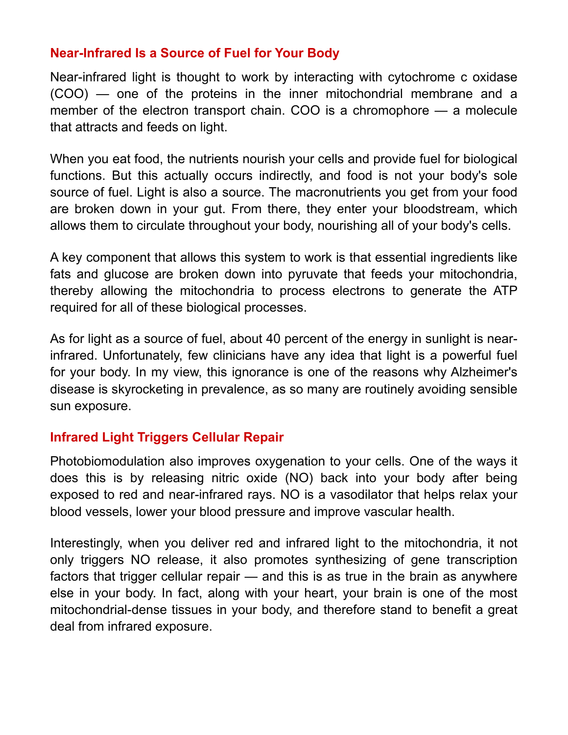## Near-Infrared Is a Source of Fuel for Your Body

Near-infrared light is thought to work by interacting with cytochrome c oxidase (COO) — one of the proteins in the inner mitochondrial membrane and a member of the electron transport chain. COO is a chromophore — a molecule that attracts and feeds on light.

When you eat food, the nutrients nourish your cells and provide fuel for biological functions. But this actually occurs indirectly, and food is not your body's sole source of fuel. Light is also a source. The macronutrients you get from your food are broken down in your gut. From there, they enter your bloodstream, which allows them to circulate throughout your body, nourishing all of your body's cells.

A key component that allows this system to work is that essential ingredients like fats and glucose are broken down into pyruvate that feeds your mitochondria, thereby allowing the mitochondria to process electrons to generate the ATP required for all of these biological processes.

As for light as a source of fuel, about 40 percent of the energy in sunlight is near-infrared. Unfortunately, few clinicians have any idea that light is a powerful fuel for your body. In my view, this ignorance is one of the reasons why Alzheimer's disease is skyrocketing in prevalence, as so many are routinely avoiding sensible sun exposure.

## Infrared Light Triggers Cellular Repair

Photobiomodulation also improves oxygenation to your cells. One of the ways it does this is by releasing nitric oxide (NO) back into your body after being exposed to red and near-infrared rays. NO is a vasodilator that helps relax your blood vessels, lower your blood pressure and improve vascular health.

Interestingly, when you deliver red and infrared light to the mitochondria, it not only triggers NO release, it also promotes synthesizing of gene transcription factors that trigger cellular repair — and this is as true in the brain as anywhere else in your body. In fact, along with your heart, your brain is one of the most mitochondrial-dense tissues in your body, and therefore stand to benefit a great deal from infrared exposure.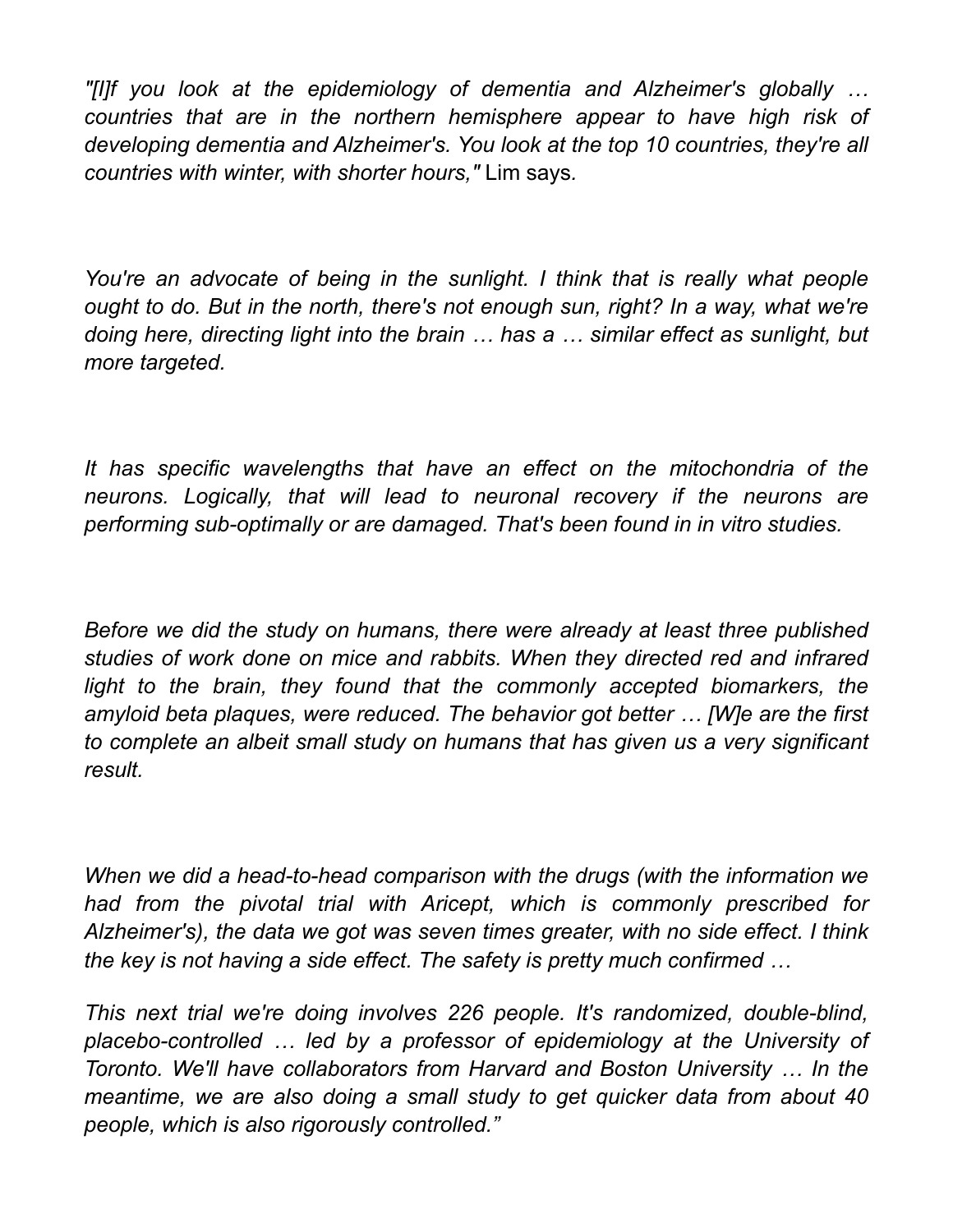*"[I]f you look at the epidemiology of dementia and Alzheimer's globally … countries that are in the northern hemisphere appear to have high risk of developing dementia and Alzheimer's. You look at the top 10 countries, they're all countries with winter, with shorter hours,"* Lim says*.*

*You're an advocate of being in the sunlight. I think that is really what people ought to do. But in the north, there's not enough sun, right? In a way, what we're doing here, directing light into the brain … has a … similar effect as sunlight, but more targeted.*

*It has specific wavelengths that have an effect on the mitochondria of the neurons. Logically, that will lead to neuronal recovery if the neurons are performing sub-optimally or are damaged. That's been found in in vitro studies.*

*Before we did the study on humans, there were already at least three published studies of work done on mice and rabbits. When they directed red and infrared light to the brain, they found that the commonly accepted biomarkers, the amyloid beta plaques, were reduced. The behavior got better … [W]e are the first to complete an albeit small study on humans that has given us a very significant result.*

*When we did a head-to-head comparison with the drugs (with the information we had from the pivotal trial with Aricept, which is commonly prescribed for Alzheimer's), the data we got was seven times greater, with no side effect. I think the key is not having a side effect. The safety is pretty much confirmed …*

*This next trial we're doing involves 226 people. It's randomized, double-blind, placebo-controlled … led by a professor of epidemiology at the University of Toronto. We'll have collaborators from Harvard and Boston University … In the meantime, we are also doing a small study to get quicker data from about 40 people, which is also rigorously controlled."*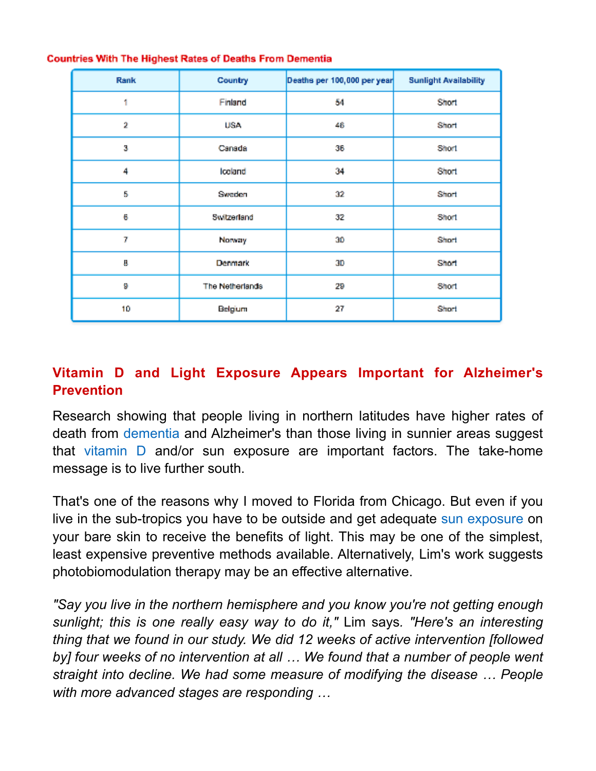**Countries With The Highest Rates of Deaths From Dementia**

| Rank | Country | Deaths per 100,000 per year | Sunlight Availability |
|---|---|---|---|
| 1 | Finland | 54 | Short |
| 2 | USA | 46 | Short |
| 3 | Canada | 36 | Short |
| 4 | Iceland | 34 | Short |
| 5 | Sweden | 32 | Short |
| 6 | Switzerland | 32 | Short |
| 7 | Norway | 30 | Short |
| 8 | Denmark | 30 | Short |
| 9 | The Netherlands | 29 | Short |
| 10 | Belgium | 27 | Short |

## Vitamin D and Light Exposure Appears Important for Alzheimer's Prevention

Research showing that people living in northern latitudes have higher rates of death from dementia and Alzheimer's than those living in sunnier areas suggest that vitamin D and/or sun exposure are important factors. The take-home message is to live further south.

That's one of the reasons why I moved to Florida from Chicago. But even if you live in the sub-tropics you have to be outside and get adequate sun exposure on your bare skin to receive the benefits of light. This may be one of the simplest, least expensive preventive methods available. Alternatively, Lim's work suggests photobiomodulation therapy may be an effective alternative.

*"Say you live in the northern hemisphere and you know you're not getting enough sunlight; this is one really easy way to do it,"* Lim says. *"Here's an interesting thing that we found in our study. We did 12 weeks of active intervention [followed by] four weeks of no intervention at all … We found that a number of people went straight into decline. We had some measure of modifying the disease … People with more advanced stages are responding …*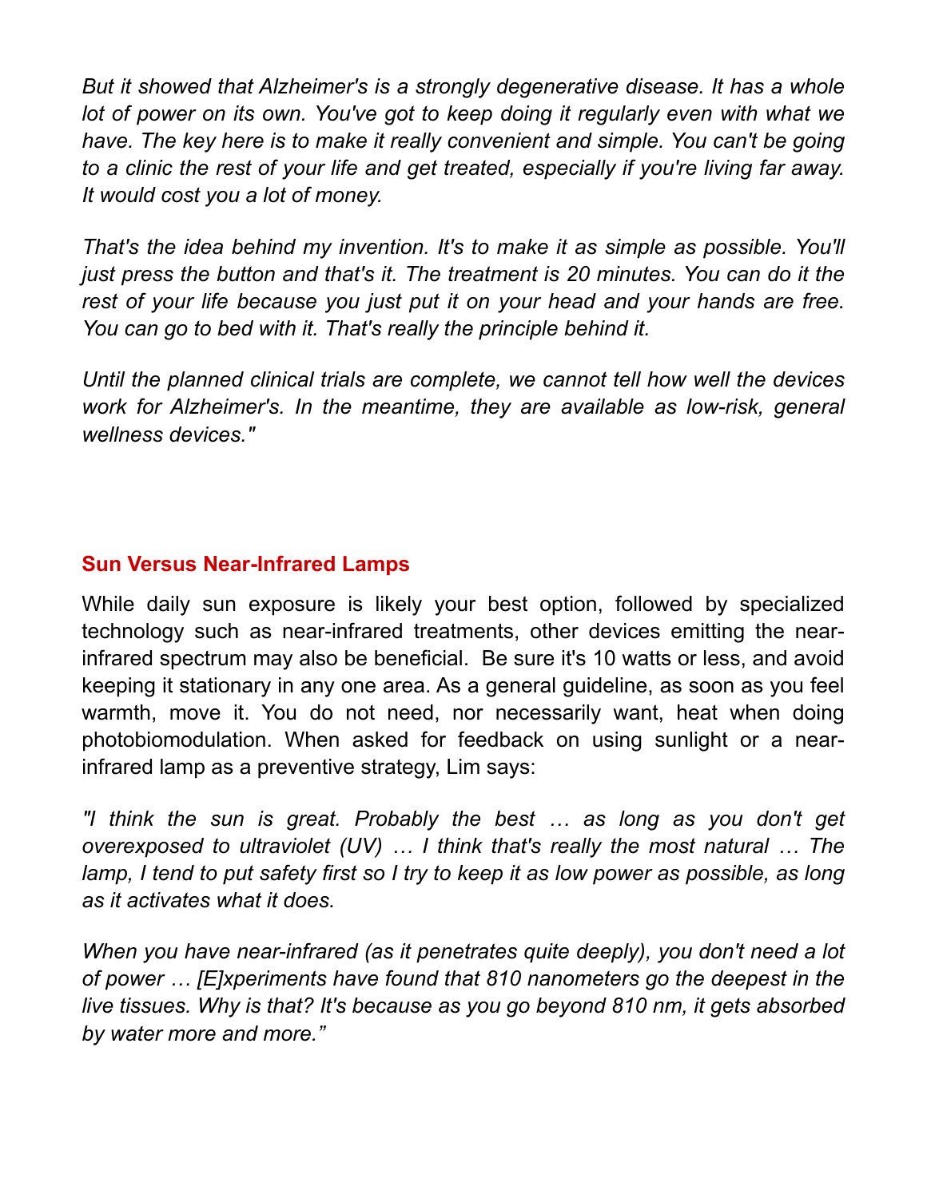*But it showed that Alzheimer's is a strongly degenerative disease. It has a whole lot of power on its own. You've got to keep doing it regularly even with what we have. The key here is to make it really convenient and simple. You can't be going to a clinic the rest of your life and get treated, especially if you're living far away. It would cost you a lot of money.*

*That's the idea behind my invention. It's to make it as simple as possible. You'll just press the button and that's it. The treatment is 20 minutes. You can do it the rest of your life because you just put it on your head and your hands are free. You can go to bed with it. That's really the principle behind it.*

*Until the planned clinical trials are complete, we cannot tell how well the devices work for Alzheimer's. In the meantime, they are available as low-risk, general wellness devices."*

## Sun Versus Near-Infrared Lamps

While daily sun exposure is likely your best option, followed by specialized technology such as near-infrared treatments, other devices emitting the near-infrared spectrum may also be beneficial. Be sure it's 10 watts or less, and avoid keeping it stationary in any one area. As a general guideline, as soon as you feel warmth, move it. You do not need, nor necessarily want, heat when doing photobiomodulation. When asked for feedback on using sunlight or a near-infrared lamp as a preventive strategy, Lim says:

*"I think the sun is great. Probably the best … as long as you don't get overexposed to ultraviolet (UV) … I think that's really the most natural … The lamp, I tend to put safety first so I try to keep it as low power as possible, as long as it activates what it does.*

*When you have near-infrared (as it penetrates quite deeply), you don't need a lot of power … [E]xperiments have found that 810 nanometers go the deepest in the live tissues. Why is that? It's because as you go beyond 810 nm, it gets absorbed by water more and more."*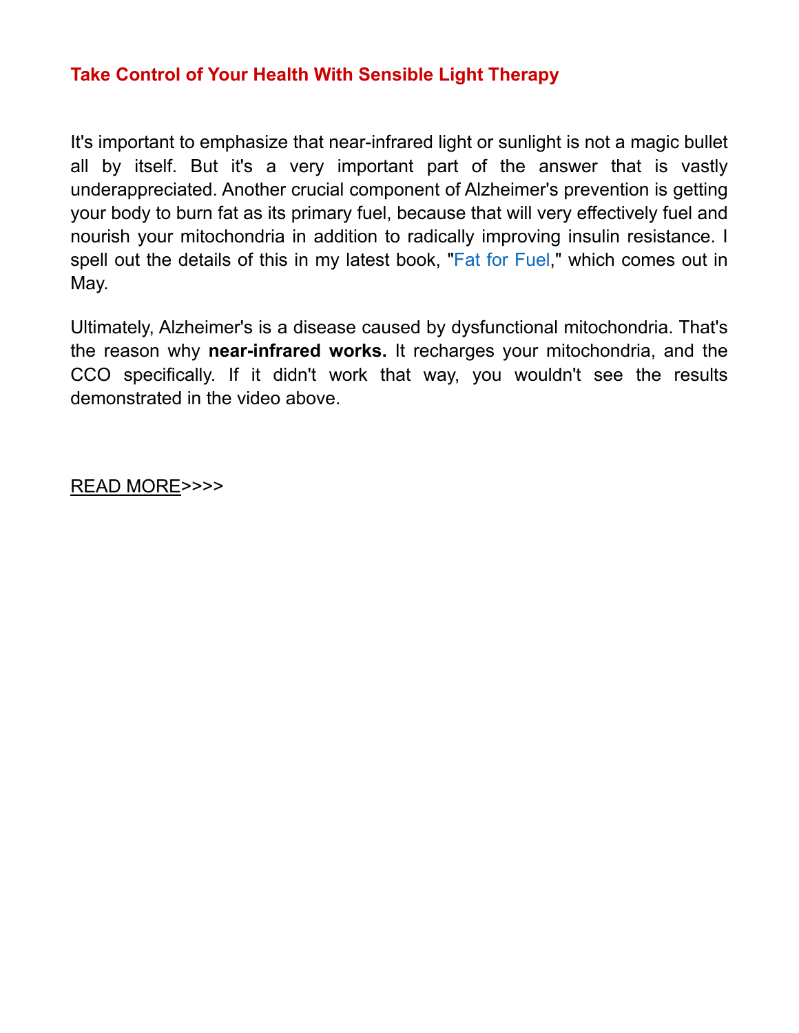## Take Control of Your Health With Sensible Light Therapy

It's important to emphasize that near-infrared light or sunlight is not a magic bullet all by itself. But it's a very important part of the answer that is vastly underappreciated. Another crucial component of Alzheimer's prevention is getting your body to burn fat as its primary fuel, because that will very effectively fuel and nourish your mitochondria in addition to radically improving insulin resistance. I spell out the details of this in my latest book, "Fat for Fuel," which comes out in May.

Ultimately, Alzheimer's is a disease caused by dysfunctional mitochondria. That's the reason why **near-infrared works.** It recharges your mitochondria, and the CCO specifically. If it didn't work that way, you wouldn't see the results demonstrated in the video above.

READ MORE>>>>